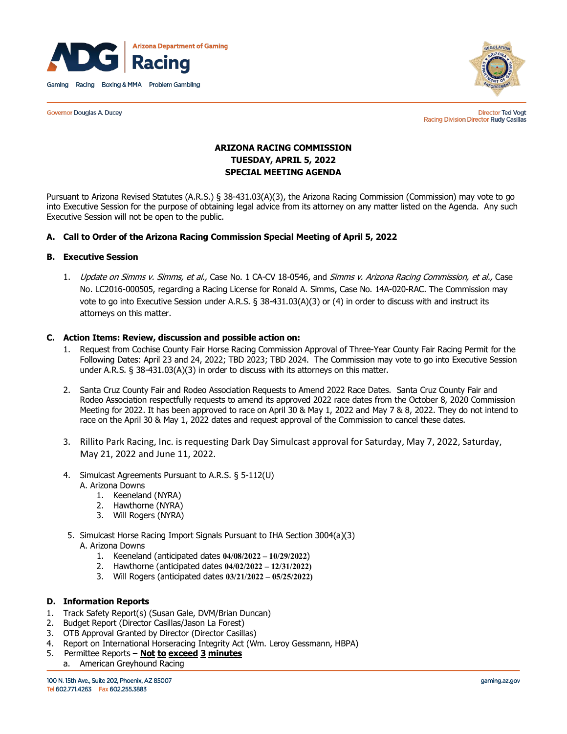Arizona Department of Gaming

# Racing

Gaming Racing Boxing & MMA Problem Gambling

Governor Douglas A. Ducey

Director Ted Vogt
Racing Division Director Rudy Casillas

**ARIZONA RACING COMMISSION**
**TUESDAY, APRIL 5, 2022**
**SPECIAL MEETING AGENDA**

Pursuant to Arizona Revised Statutes (A.R.S.) § 38-431.03(A)(3), the Arizona Racing Commission (Commission) may vote to go into Executive Session for the purpose of obtaining legal advice from its attorney on any matter listed on the Agenda. Any such Executive Session will not be open to the public.

## A. Call to Order of the Arizona Racing Commission Special Meeting of April 5, 2022

## B. Executive Session

1. *Update on Simms v. Simms, et al.,* Case No. 1 CA-CV 18-0546, and *Simms v. Arizona Racing Commission, et al.,* Case No. LC2016-000505, regarding a Racing License for Ronald A. Simms, Case No. 14A-020-RAC. The Commission may vote to go into Executive Session under A.R.S. § 38-431.03(A)(3) or (4) in order to discuss with and instruct its attorneys on this matter.

## C. Action Items: Review, discussion and possible action on:

1. Request from Cochise County Fair Horse Racing Commission Approval of Three-Year County Fair Racing Permit for the Following Dates: April 23 and 24, 2022; TBD 2023; TBD 2024. The Commission may vote to go into Executive Session under A.R.S. § 38-431.03(A)(3) in order to discuss with its attorneys on this matter.

2. Santa Cruz County Fair and Rodeo Association Requests to Amend 2022 Race Dates. Santa Cruz County Fair and Rodeo Association respectfully requests to amend its approved 2022 race dates from the October 8, 2020 Commission Meeting for 2022. It has been approved to race on April 30 & May 1, 2022 and May 7 & 8, 2022. They do not intend to race on the April 30 & May 1, 2022 dates and request approval of the Commission to cancel these dates.

3. Rillito Park Racing, Inc. is requesting Dark Day Simulcast approval for Saturday, May 7, 2022, Saturday, May 21, 2022 and June 11, 2022.

4. Simulcast Agreements Pursuant to A.R.S. § 5-112(U)
   A. Arizona Downs
      1. Keeneland (NYRA)
      2. Hawthorne (NYRA)
      3. Will Rogers (NYRA)

5. Simulcast Horse Racing Import Signals Pursuant to IHA Section 3004(a)(3)
   A. Arizona Downs
      1. Keeneland (anticipated dates **04/08/2022 – 10/29/2022**)
      2. Hawthorne (anticipated dates **04/02/2022 – 12/31/2022)**
      3. Will Rogers (anticipated dates **03/21/2022 – 05/25/2022)**

## D. Information Reports

1. Track Safety Report(s) (Susan Gale, DVM/Brian Duncan)
2. Budget Report (Director Casillas/Jason La Forest)
3. OTB Approval Granted by Director (Director Casillas)
4. Report on International Horseracing Integrity Act (Wm. Leroy Gessmann, HBPA)
5. Permittee Reports – **Not to exceed 3 minutes**
   a. American Greyhound Racing

100 N. 15th Ave., Suite 202, Phoenix, AZ 85007
Tel 602.771.4263 Fax 602.255.3883

gaming.az.gov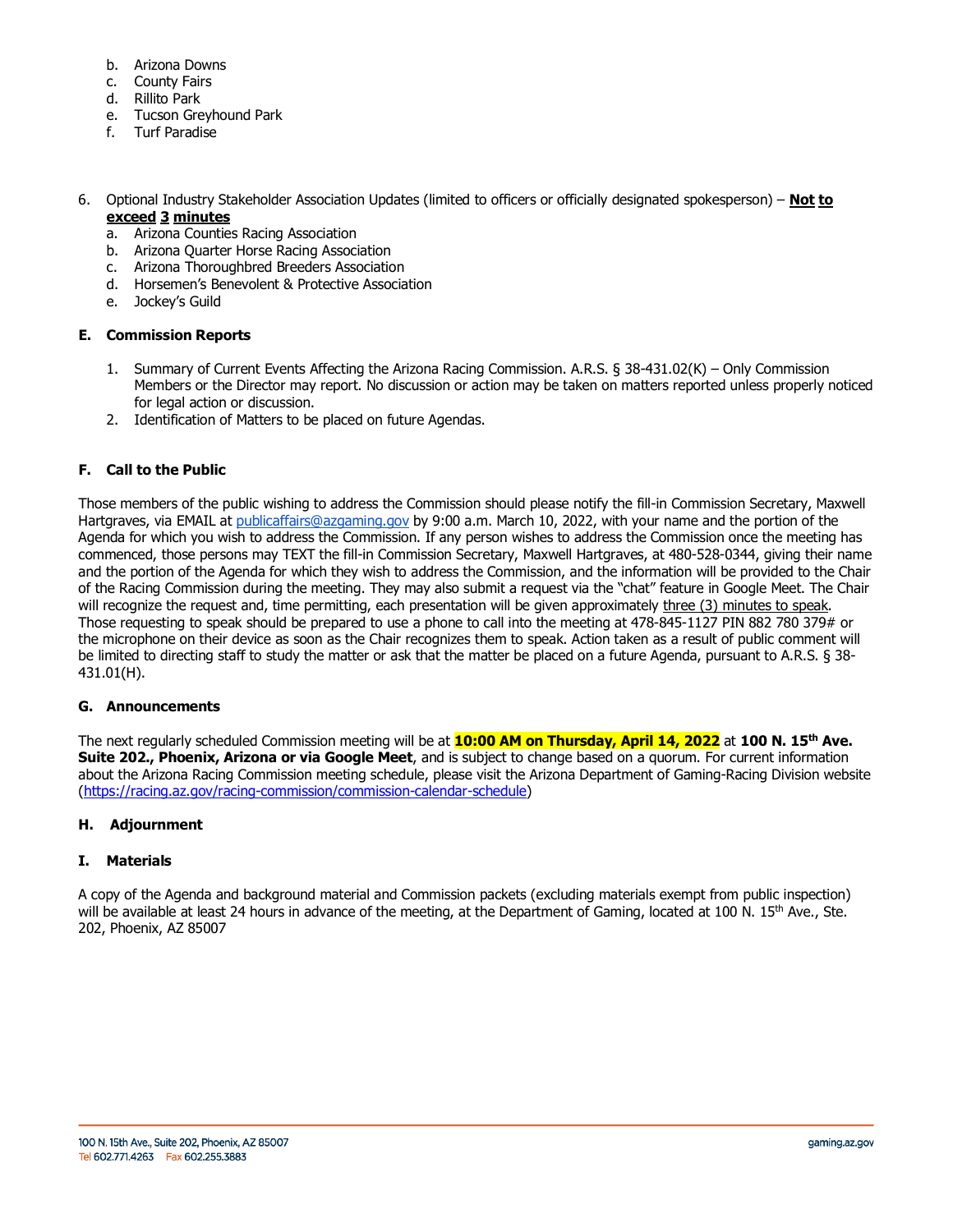b. Arizona Downs
c. County Fairs
d. Rillito Park
e. Tucson Greyhound Park
f. Turf Paradise

6. Optional Industry Stakeholder Association Updates (limited to officers or officially designated spokesperson) – **Not to exceed 3 minutes**
   a. Arizona Counties Racing Association
   b. Arizona Quarter Horse Racing Association
   c. Arizona Thoroughbred Breeders Association
   d. Horsemen's Benevolent & Protective Association
   e. Jockey's Guild

## E. Commission Reports

1. Summary of Current Events Affecting the Arizona Racing Commission. A.R.S. § 38-431.02(K) – Only Commission Members or the Director may report. No discussion or action may be taken on matters reported unless properly noticed for legal action or discussion.
2. Identification of Matters to be placed on future Agendas.

## F. Call to the Public

Those members of the public wishing to address the Commission should please notify the fill-in Commission Secretary, Maxwell Hartgraves, via EMAIL at publicaffairs@azgaming.gov by 9:00 a.m. March 10, 2022, with your name and the portion of the Agenda for which you wish to address the Commission. If any person wishes to address the Commission once the meeting has commenced, those persons may TEXT the fill-in Commission Secretary, Maxwell Hartgraves, at 480-528-0344, giving their name and the portion of the Agenda for which they wish to address the Commission, and the information will be provided to the Chair of the Racing Commission during the meeting. They may also submit a request via the "chat" feature in Google Meet. The Chair will recognize the request and, time permitting, each presentation will be given approximately three (3) minutes to speak. Those requesting to speak should be prepared to use a phone to call into the meeting at 478-845-1127 PIN 882 780 379# or the microphone on their device as soon as the Chair recognizes them to speak. Action taken as a result of public comment will be limited to directing staff to study the matter or ask that the matter be placed on a future Agenda, pursuant to A.R.S. § 38-431.01(H).

## G. Announcements

The next regularly scheduled Commission meeting will be at **10:00 AM on Thursday, April 14, 2022** at **100 N. 15th Ave. Suite 202., Phoenix, Arizona or via Google Meet**, and is subject to change based on a quorum. For current information about the Arizona Racing Commission meeting schedule, please visit the Arizona Department of Gaming-Racing Division website (https://racing.az.gov/racing-commission/commission-calendar-schedule)

## H. Adjournment

## I. Materials

A copy of the Agenda and background material and Commission packets (excluding materials exempt from public inspection) will be available at least 24 hours in advance of the meeting, at the Department of Gaming, located at 100 N. 15th Ave., Ste. 202, Phoenix, AZ 85007